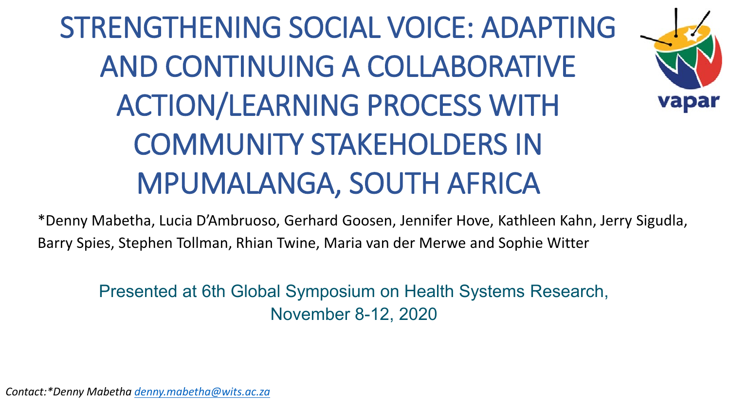# STRENGTHENING SOCIAL VOICE: ADAPTING AND CONTINUING A COLLABORATIVE ACTION/LEARNING PROCESS WITH COMMUNITY STAKEHOLDERS IN MPUMALANGA, SOUTH AFRICA

vapar

*Denny Mabetha, Lucia D'Ambruoso, Gerhard Goosen, Jennifer Hove, Kathleen Kahn, Jerry Sigudla, Barry Spies, Stephen Tollman, Rhian Twine, Maria van der Merwe and Sophie Witter

Presented at 6th Global Symposium on Health Systems Research, November 8-12, 2020

*Contact:*Denny Mabetha [denny.mabetha@wits.ac.za](mailto:denny.mabetha@wits.ac.za)*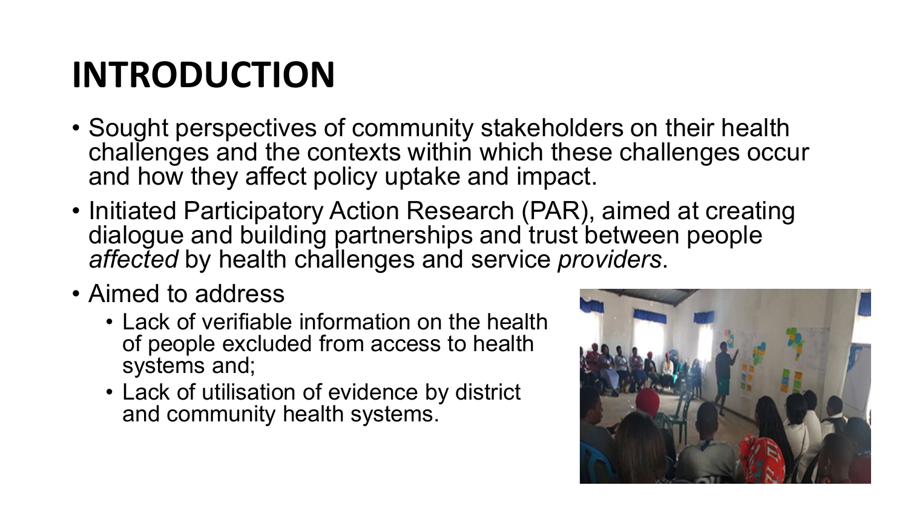# INTRODUCTION

- Sought perspectives of community stakeholders on their health challenges and the contexts within which these challenges occur and how they affect policy uptake and impact.
- Initiated Participatory Action Research (PAR), aimed at creating dialogue and building partnerships and trust between people *affected* by health challenges and service *providers*.
- Aimed to address
  - Lack of verifiable information on the health of people excluded from access to health systems and;
  - Lack of utilisation of evidence by district and community health systems.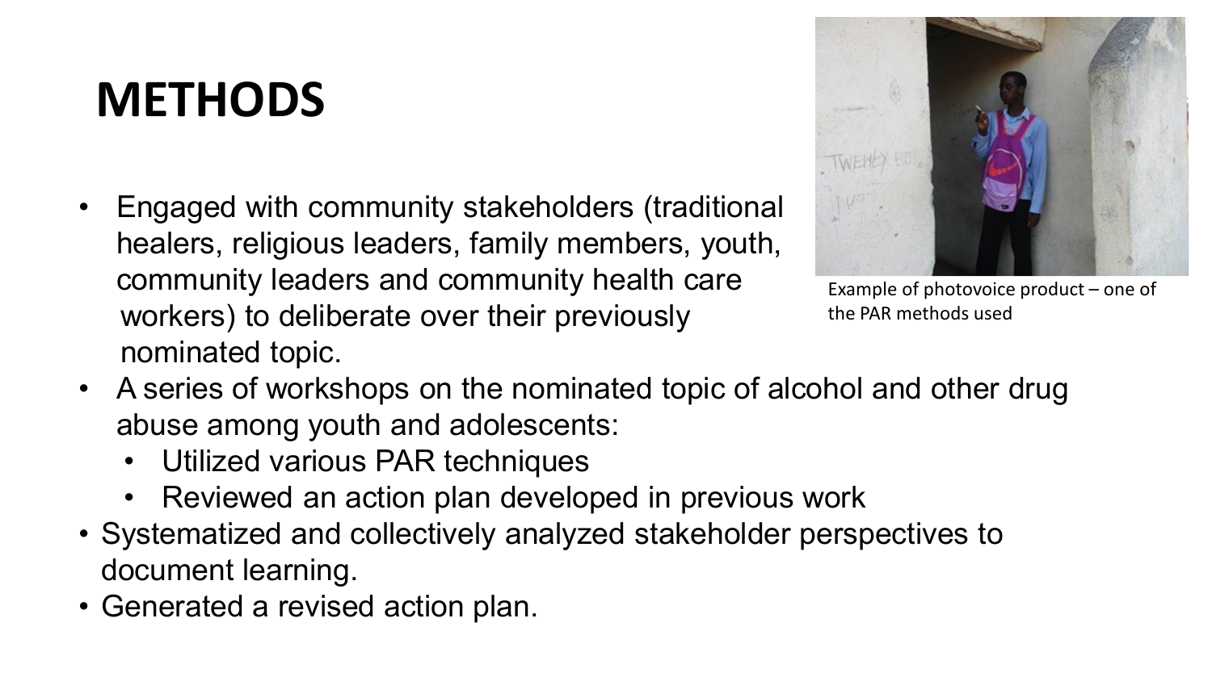# METHODS

- Engaged with community stakeholders (traditional healers, religious leaders, family members, youth, community leaders and community health care workers) to deliberate over their previously nominated topic.
- A series of workshops on the nominated topic of alcohol and other drug abuse among youth and adolescents:
  - Utilized various PAR techniques
  - Reviewed an action plan developed in previous work
- Systematized and collectively analyzed stakeholder perspectives to document learning.
- Generated a revised action plan.

Example of photovoice product – one of the PAR methods used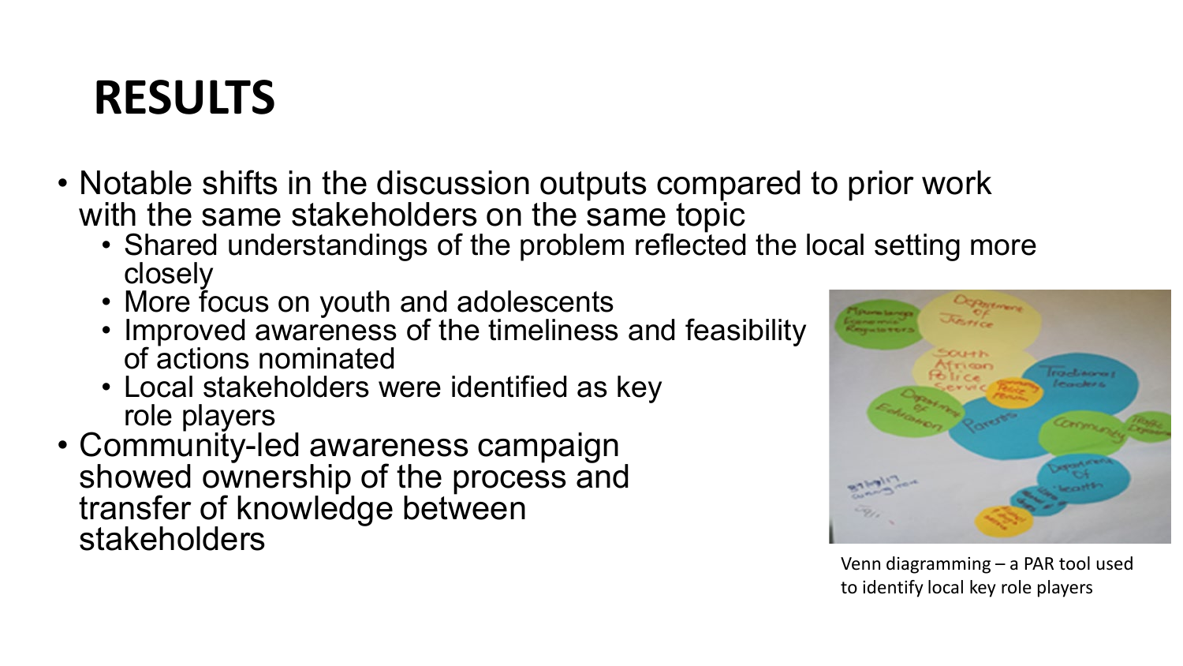# RESULTS

- Notable shifts in the discussion outputs compared to prior work with the same stakeholders on the same topic
  - Shared understandings of the problem reflected the local setting more closely
  - More focus on youth and adolescents
  - Improved awareness of the timeliness and feasibility of actions nominated
  - Local stakeholders were identified as key role players
- Community-led awareness campaign showed ownership of the process and transfer of knowledge between stakeholders

Venn diagramming – a PAR tool used to identify local key role players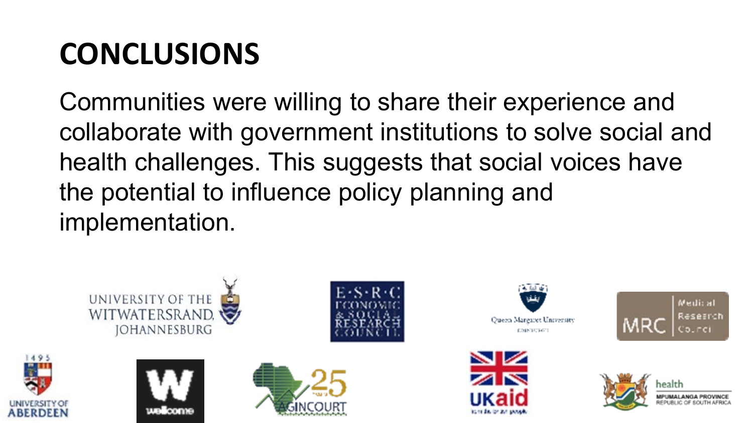# CONCLUSIONS

Communities were willing to share their experience and collaborate with government institutions to solve social and health challenges. This suggests that social voices have the potential to influence policy planning and implementation.